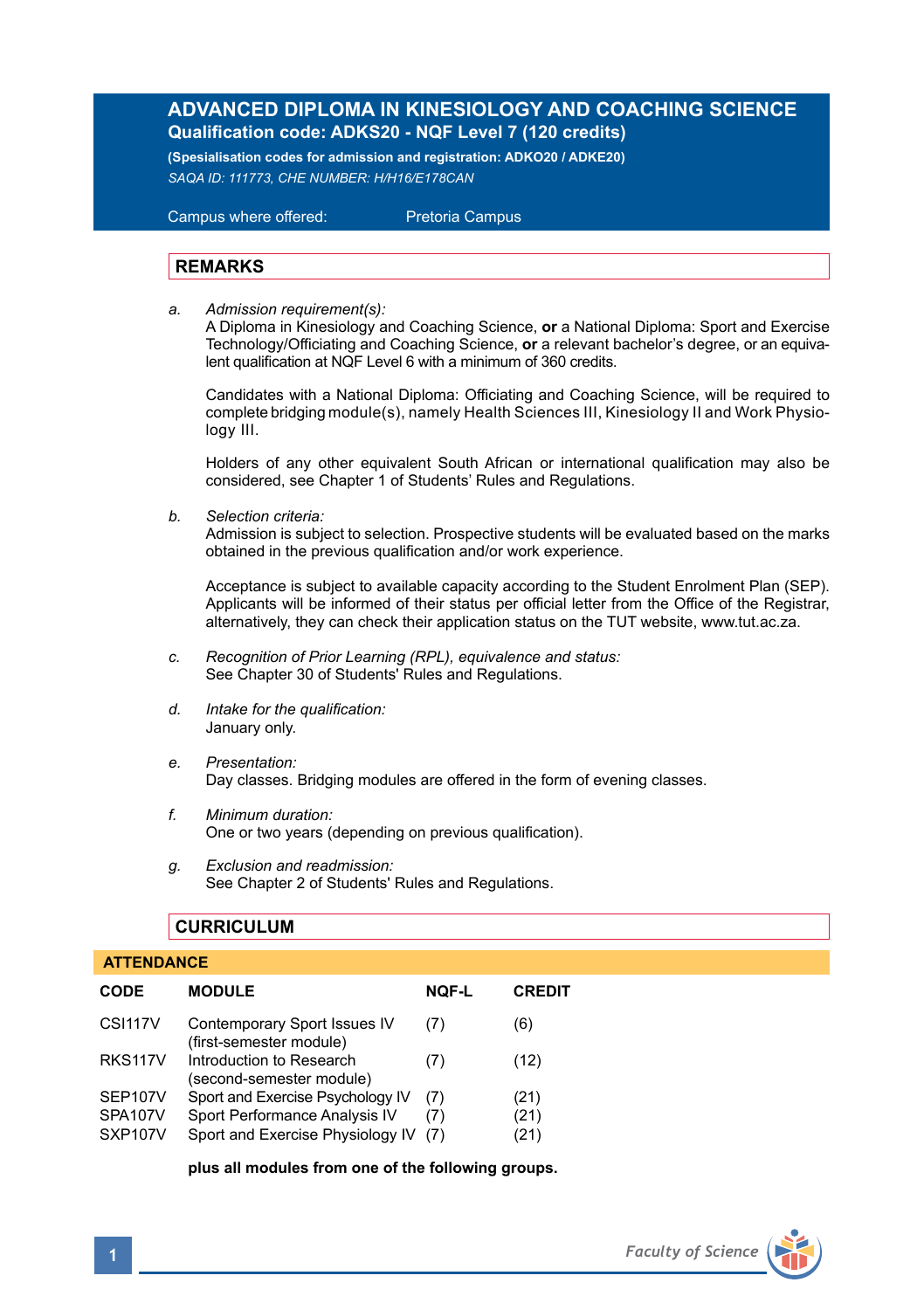# ADVANCED DIPLOMA IN KINESIOLOGY AND COACHING SCIENCE

**Qualification code: ADKS20 - NQF Level 7 (120 credits)**

**(Spesialisation codes for admission and registration: ADKO20 / ADKE20)**

*SAQA ID: 111773, CHE NUMBER: H/H16/E178CAN*

Campus where offered: Pretoria Campus

## REMARKS

a. *Admission requirement(s):*
A Diploma in Kinesiology and Coaching Science, **or** a National Diploma: Sport and Exercise Technology/Officiating and Coaching Science, **or** a relevant bachelor's degree, or an equivalent qualification at NQF Level 6 with a minimum of 360 credits.

Candidates with a National Diploma: Officiating and Coaching Science, will be required to complete bridging module(s), namely Health Sciences III, Kinesiology II and Work Physiology III.

Holders of any other equivalent South African or international qualification may also be considered, see Chapter 1 of Students' Rules and Regulations.

b. *Selection criteria:*
Admission is subject to selection. Prospective students will be evaluated based on the marks obtained in the previous qualification and/or work experience.

Acceptance is subject to available capacity according to the Student Enrolment Plan (SEP). Applicants will be informed of their status per official letter from the Office of the Registrar, alternatively, they can check their application status on the TUT website, www.tut.ac.za.

c. *Recognition of Prior Learning (RPL), equivalence and status:*
See Chapter 30 of Students' Rules and Regulations.

d. *Intake for the qualification:*
January only.

e. *Presentation:*
Day classes. Bridging modules are offered in the form of evening classes.

f. *Minimum duration:*
One or two years (depending on previous qualification).

g. *Exclusion and readmission:*
See Chapter 2 of Students' Rules and Regulations.

## CURRICULUM

### ATTENDANCE

| CODE | MODULE | NQF-L | CREDIT |
|---|---|---|---|
| CSI117V | Contemporary Sport Issues IV (first-semester module) | (7) | (6) |
| RKS117V | Introduction to Research (second-semester module) | (7) | (12) |
| SEP107V | Sport and Exercise Psychology IV | (7) | (21) |
| SPA107V | Sport Performance Analysis IV | (7) | (21) |
| SXP107V | Sport and Exercise Physiology IV | (7) | (21) |

**plus all modules from one of the following groups.**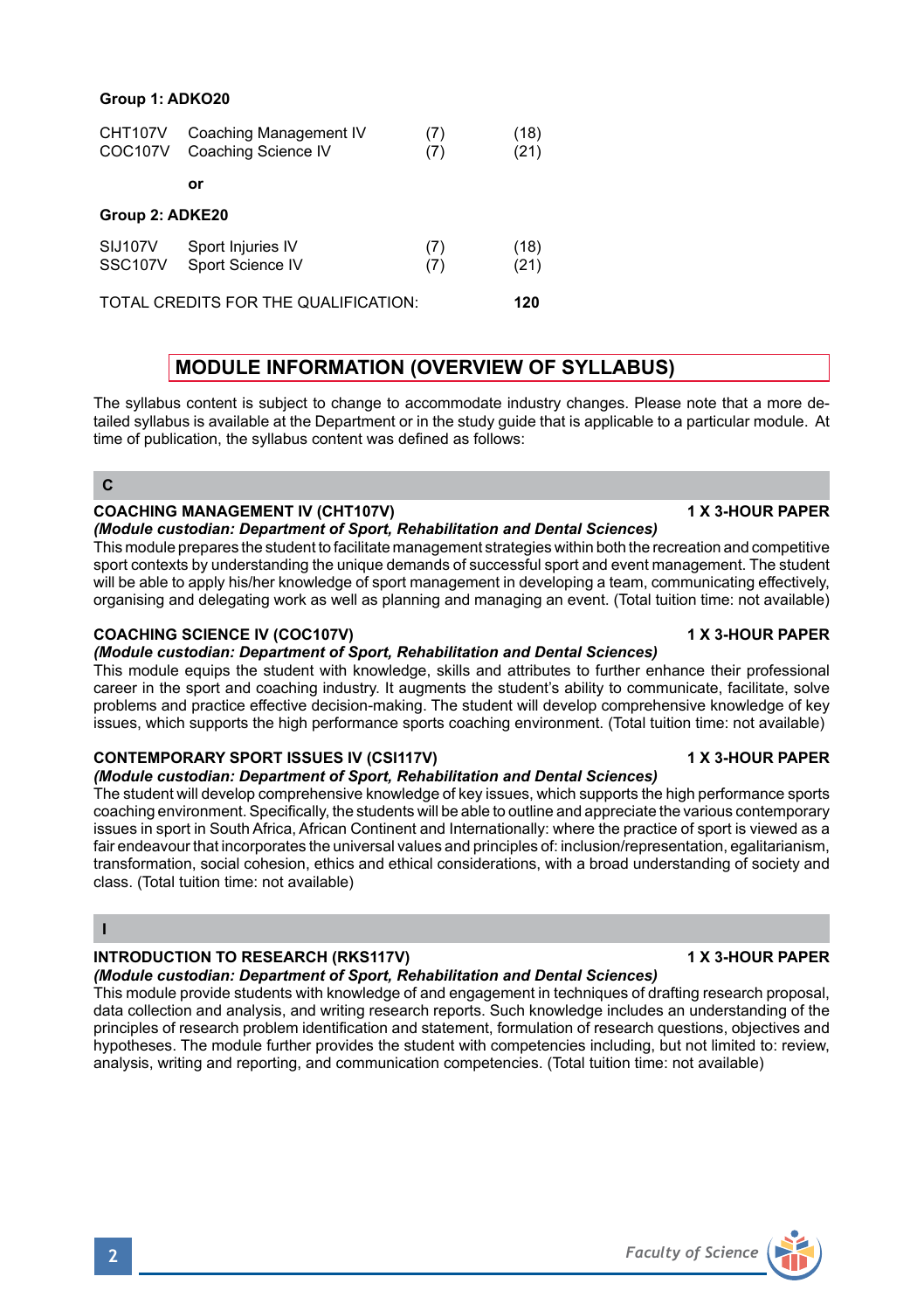**Group 1: ADKO20**

| | | | |
|---|---|---|---|
| CHT107V | Coaching Management IV | (7) | (18) |
| COC107V | Coaching Science IV | (7) | (21) |

**or**

**Group 2: ADKE20**

| | | | |
|---|---|---|---|
| SIJ107V | Sport Injuries IV | (7) | (18) |
| SSC107V | Sport Science IV | (7) | (21) |

TOTAL CREDITS FOR THE QUALIFICATION: **120**

## MODULE INFORMATION (OVERVIEW OF SYLLABUS)

The syllabus content is subject to change to accommodate industry changes. Please note that a more detailed syllabus is available at the Department or in the study guide that is applicable to a particular module. At time of publication, the syllabus content was defined as follows:

### C

**COACHING MANAGEMENT IV (CHT107V)** **1 X 3-HOUR PAPER**
***(Module custodian: Department of Sport, Rehabilitation and Dental Sciences)***
This module prepares the student to facilitate management strategies within both the recreation and competitive sport contexts by understanding the unique demands of successful sport and event management. The student will be able to apply his/her knowledge of sport management in developing a team, communicating effectively, organising and delegating work as well as planning and managing an event. (Total tuition time: not available)

**COACHING SCIENCE IV (COC107V)** **1 X 3-HOUR PAPER**
***(Module custodian: Department of Sport, Rehabilitation and Dental Sciences)***
This module equips the student with knowledge, skills and attributes to further enhance their professional career in the sport and coaching industry. It augments the student's ability to communicate, facilitate, solve problems and practice effective decision-making. The student will develop comprehensive knowledge of key issues, which supports the high performance sports coaching environment. (Total tuition time: not available)

**CONTEMPORARY SPORT ISSUES IV (CSI117V)** **1 X 3-HOUR PAPER**
***(Module custodian: Department of Sport, Rehabilitation and Dental Sciences)***
The student will develop comprehensive knowledge of key issues, which supports the high performance sports coaching environment. Specifically, the students will be able to outline and appreciate the various contemporary issues in sport in South Africa, African Continent and Internationally: where the practice of sport is viewed as a fair endeavour that incorporates the universal values and principles of: inclusion/representation, egalitarianism, transformation, social cohesion, ethics and ethical considerations, with a broad understanding of society and class. (Total tuition time: not available)

### I

**INTRODUCTION TO RESEARCH (RKS117V)** **1 X 3-HOUR PAPER**
***(Module custodian: Department of Sport, Rehabilitation and Dental Sciences)***
This module provide students with knowledge of and engagement in techniques of drafting research proposal, data collection and analysis, and writing research reports. Such knowledge includes an understanding of the principles of research problem identification and statement, formulation of research questions, objectives and hypotheses. The module further provides the student with competencies including, but not limited to: review, analysis, writing and reporting, and communication competencies. (Total tuition time: not available)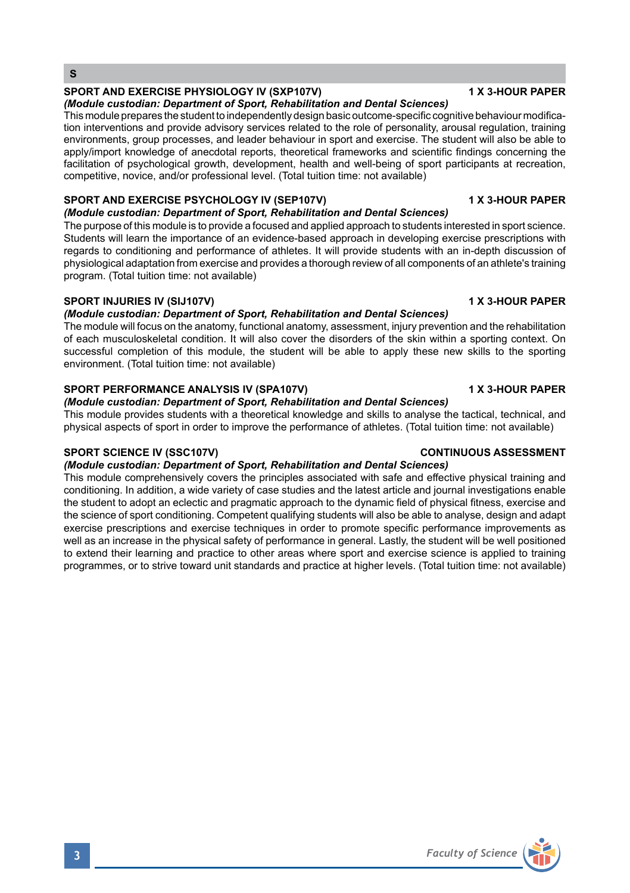## S

### SPORT AND EXERCISE PHYSIOLOGY IV (SXP107V) — 1 X 3-HOUR PAPER

***(Module custodian: Department of Sport, Rehabilitation and Dental Sciences)***

This module prepares the student to independently design basic outcome-specific cognitive behaviour modification interventions and provide advisory services related to the role of personality, arousal regulation, training environments, group processes, and leader behaviour in sport and exercise. The student will also be able to apply/import knowledge of anecdotal reports, theoretical frameworks and scientific findings concerning the facilitation of psychological growth, development, health and well-being of sport participants at recreation, competitive, novice, and/or professional level. (Total tuition time: not available)

### SPORT AND EXERCISE PSYCHOLOGY IV (SEP107V) — 1 X 3-HOUR PAPER

***(Module custodian: Department of Sport, Rehabilitation and Dental Sciences)***

The purpose of this module is to provide a focused and applied approach to students interested in sport science. Students will learn the importance of an evidence-based approach in developing exercise prescriptions with regards to conditioning and performance of athletes. It will provide students with an in-depth discussion of physiological adaptation from exercise and provides a thorough review of all components of an athlete's training program. (Total tuition time: not available)

### SPORT INJURIES IV (SIJ107V) — 1 X 3-HOUR PAPER

***(Module custodian: Department of Sport, Rehabilitation and Dental Sciences)***

The module will focus on the anatomy, functional anatomy, assessment, injury prevention and the rehabilitation of each musculoskeletal condition. It will also cover the disorders of the skin within a sporting context. On successful completion of this module, the student will be able to apply these new skills to the sporting environment. (Total tuition time: not available)

### SPORT PERFORMANCE ANALYSIS IV (SPA107V) — 1 X 3-HOUR PAPER

***(Module custodian: Department of Sport, Rehabilitation and Dental Sciences)***

This module provides students with a theoretical knowledge and skills to analyse the tactical, technical, and physical aspects of sport in order to improve the performance of athletes. (Total tuition time: not available)

### SPORT SCIENCE IV (SSC107V) — CONTINUOUS ASSESSMENT

***(Module custodian: Department of Sport, Rehabilitation and Dental Sciences)***

This module comprehensively covers the principles associated with safe and effective physical training and conditioning. In addition, a wide variety of case studies and the latest article and journal investigations enable the student to adopt an eclectic and pragmatic approach to the dynamic field of physical fitness, exercise and the science of sport conditioning. Competent qualifying students will also be able to analyse, design and adapt exercise prescriptions and exercise techniques in order to promote specific performance improvements as well as an increase in the physical safety of performance in general. Lastly, the student will be well positioned to extend their learning and practice to other areas where sport and exercise science is applied to training programmes, or to strive toward unit standards and practice at higher levels. (Total tuition time: not available)